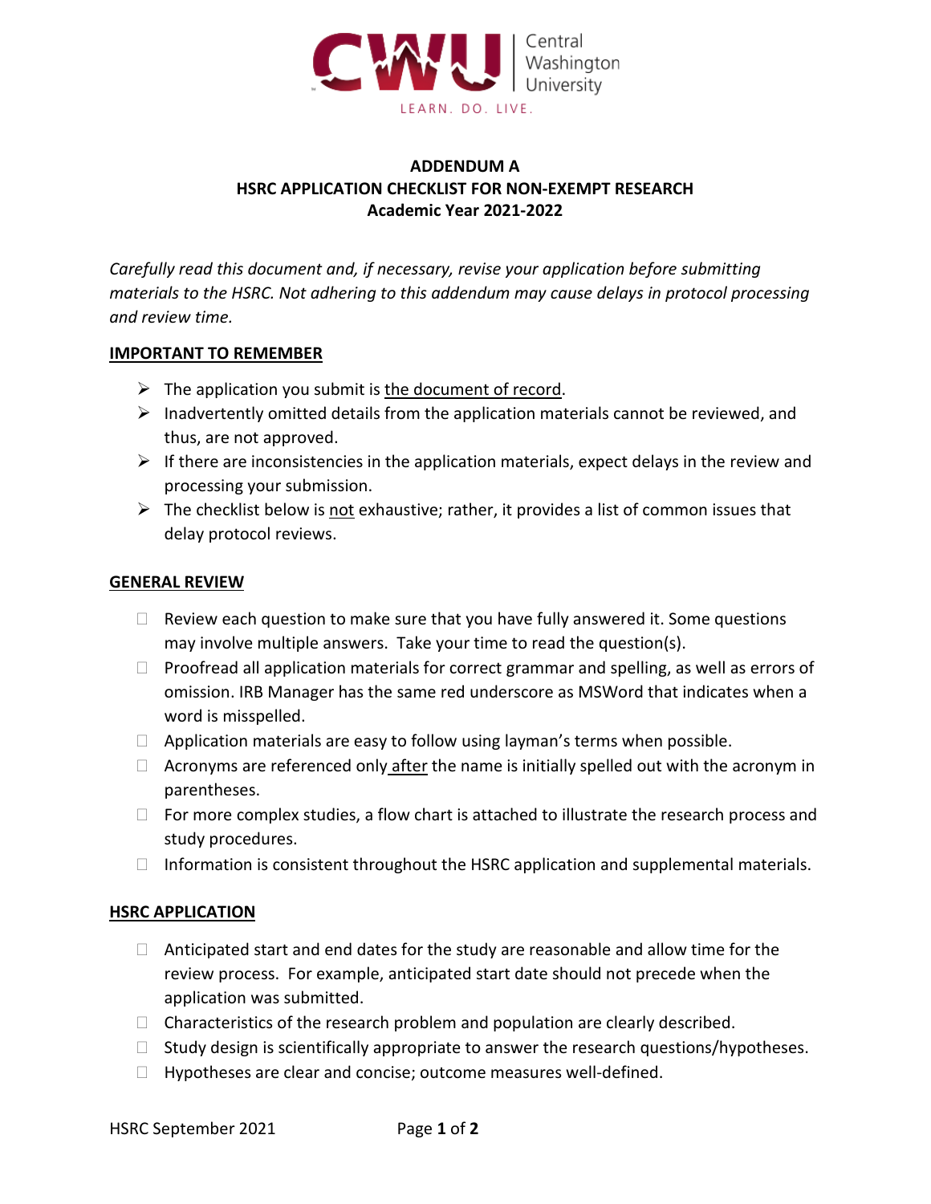# ADDENDUM A
# HSRC APPLICATION CHECKLIST FOR NON-EXEMPT RESEARCH
# Academic Year 2021-2022

*Carefully read this document and, if necessary, revise your application before submitting materials to the HSRC. Not adhering to this addendum may cause delays in protocol processing and review time.*

## IMPORTANT TO REMEMBER

- The application you submit is the document of record.
- Inadvertently omitted details from the application materials cannot be reviewed, and thus, are not approved.
- If there are inconsistencies in the application materials, expect delays in the review and processing your submission.
- The checklist below is not exhaustive; rather, it provides a list of common issues that delay protocol reviews.

## GENERAL REVIEW

- ☐ Review each question to make sure that you have fully answered it. Some questions may involve multiple answers. Take your time to read the question(s).
- ☐ Proofread all application materials for correct grammar and spelling, as well as errors of omission. IRB Manager has the same red underscore as MSWord that indicates when a word is misspelled.
- ☐ Application materials are easy to follow using layman's terms when possible.
- ☐ Acronyms are referenced only after the name is initially spelled out with the acronym in parentheses.
- ☐ For more complex studies, a flow chart is attached to illustrate the research process and study procedures.
- ☐ Information is consistent throughout the HSRC application and supplemental materials.

## HSRC APPLICATION

- ☐ Anticipated start and end dates for the study are reasonable and allow time for the review process. For example, anticipated start date should not precede when the application was submitted.
- ☐ Characteristics of the research problem and population are clearly described.
- ☐ Study design is scientifically appropriate to answer the research questions/hypotheses.
- ☐ Hypotheses are clear and concise; outcome measures well-defined.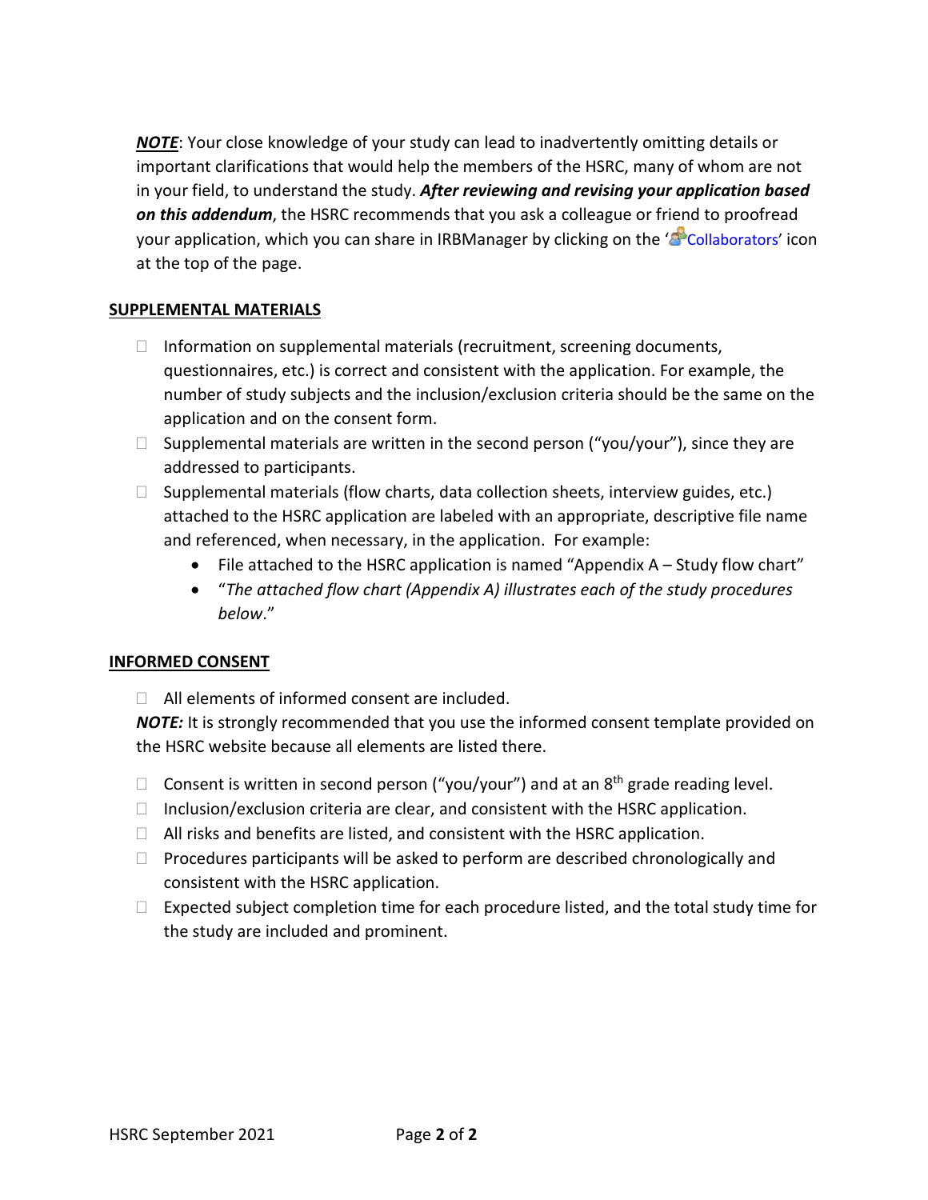***NOTE***: Your close knowledge of your study can lead to inadvertently omitting details or important clarifications that would help the members of the HSRC, many of whom are not in your field, to understand the study. ***After reviewing and revising your application based on this addendum***, the HSRC recommends that you ask a colleague or friend to proofread your application, which you can share in IRBManager by clicking on the 'Collaborators' icon at the top of the page.

## SUPPLEMENTAL MATERIALS

- ☐ Information on supplemental materials (recruitment, screening documents, questionnaires, etc.) is correct and consistent with the application. For example, the number of study subjects and the inclusion/exclusion criteria should be the same on the application and on the consent form.
- ☐ Supplemental materials are written in the second person ("you/your"), since they are addressed to participants.
- ☐ Supplemental materials (flow charts, data collection sheets, interview guides, etc.) attached to the HSRC application are labeled with an appropriate, descriptive file name and referenced, when necessary, in the application. For example:
  - File attached to the HSRC application is named "Appendix A – Study flow chart"
  - "*The attached flow chart (Appendix A) illustrates each of the study procedures below*."

## INFORMED CONSENT

- ☐ All elements of informed consent are included.

***NOTE:*** It is strongly recommended that you use the informed consent template provided on the HSRC website because all elements are listed there.

- ☐ Consent is written in second person ("you/your") and at an 8th grade reading level.
- ☐ Inclusion/exclusion criteria are clear, and consistent with the HSRC application.
- ☐ All risks and benefits are listed, and consistent with the HSRC application.
- ☐ Procedures participants will be asked to perform are described chronologically and consistent with the HSRC application.
- ☐ Expected subject completion time for each procedure listed, and the total study time for the study are included and prominent.